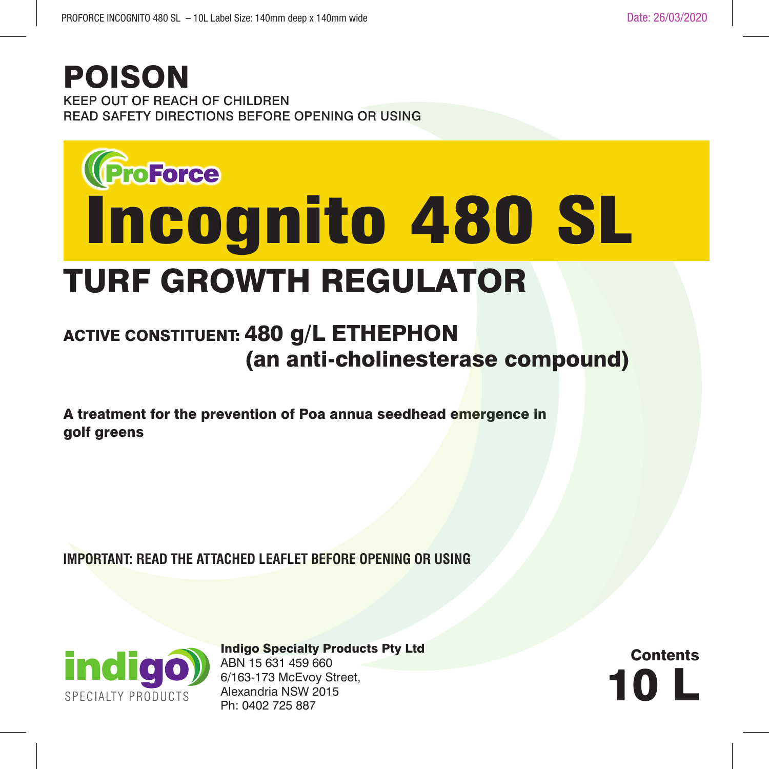# POISON

KEEP OUT OF REACH OF CHILDREN
READ SAFETY DIRECTIONS BEFORE OPENING OR USING

ProForce

# Incognito 480 SL

## TURF GROWTH REGULATOR

**ACTIVE CONSTITUENT: 480 g/L ETHEPHON**
**(an anti-cholinesterase compound)**

**A treatment for the prevention of Poa annua seedhead emergence in golf greens**

**IMPORTANT: READ THE ATTACHED LEAFLET BEFORE OPENING OR USING**

indigo SPECIALTY PRODUCTS

**Indigo Specialty Products Pty Ltd**
ABN 15 631 459 660
6/163-173 McEvoy Street,
Alexandria NSW 2015
Ph: 0402 725 887

**Contents**
**10 L**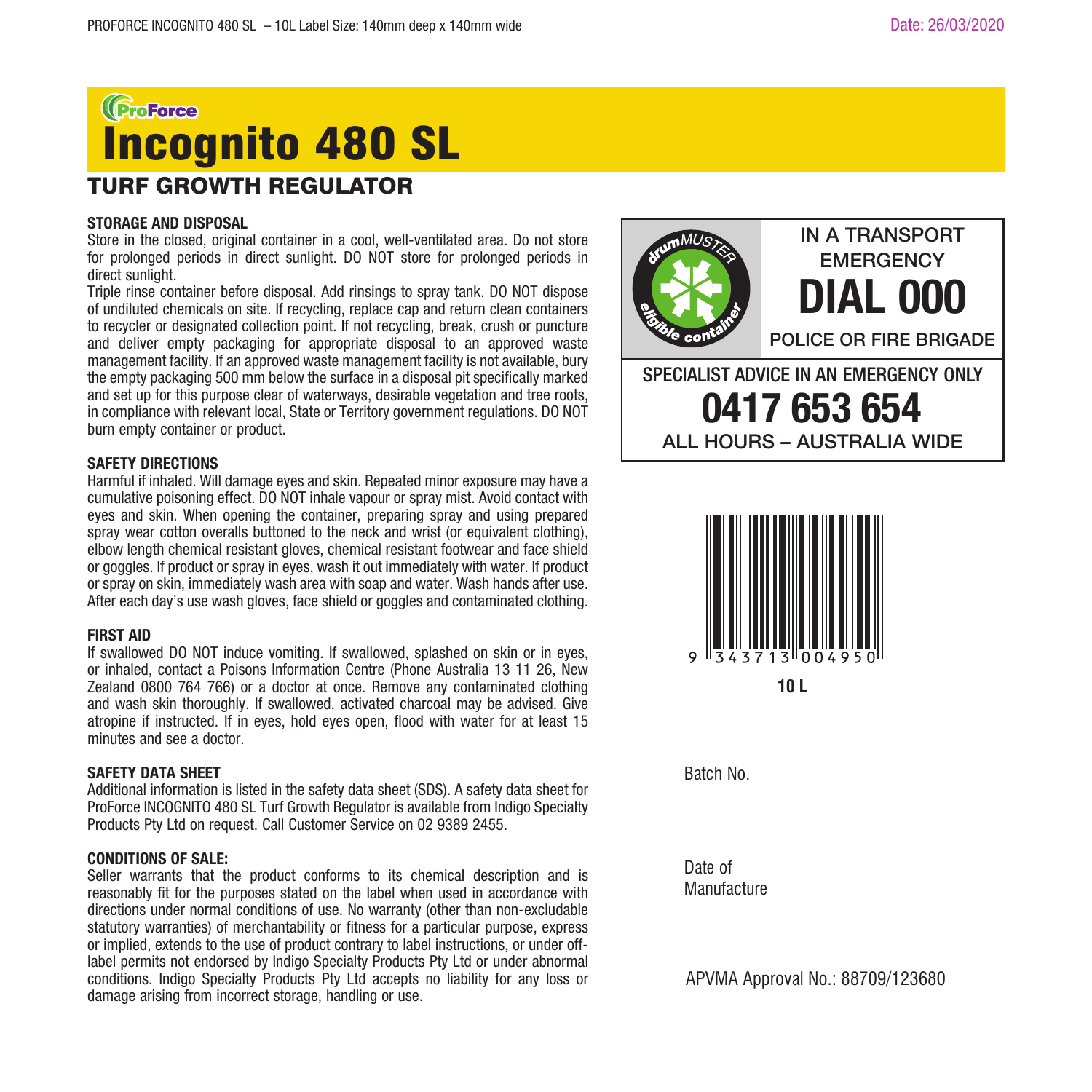# ProForce

# Incognito 480 SL

## TURF GROWTH REGULATOR

### STORAGE AND DISPOSAL

Store in the closed, original container in a cool, well-ventilated area. Do not store for prolonged periods in direct sunlight. DO NOT store for prolonged periods in direct sunlight.

Triple rinse container before disposal. Add rinsings to spray tank. DO NOT dispose of undiluted chemicals on site. If recycling, replace cap and return clean containers to recycler or designated collection point. If not recycling, break, crush or puncture and deliver empty packaging for appropriate disposal to an approved waste management facility. If an approved waste management facility is not available, bury the empty packaging 500 mm below the surface in a disposal pit specifically marked and set up for this purpose clear of waterways, desirable vegetation and tree roots, in compliance with relevant local, State or Territory government regulations. DO NOT burn empty container or product.

### SAFETY DIRECTIONS

Harmful if inhaled. Will damage eyes and skin. Repeated minor exposure may have a cumulative poisoning effect. DO NOT inhale vapour or spray mist. Avoid contact with eyes and skin. When opening the container, preparing spray and using prepared spray wear cotton overalls buttoned to the neck and wrist (or equivalent clothing), elbow length chemical resistant gloves, chemical resistant footwear and face shield or goggles. If product or spray in eyes, wash it out immediately with water. If product or spray on skin, immediately wash area with soap and water. Wash hands after use. After each day's use wash gloves, face shield or goggles and contaminated clothing.

### FIRST AID

If swallowed DO NOT induce vomiting. If swallowed, splashed on skin or in eyes, or inhaled, contact a Poisons Information Centre (Phone Australia 13 11 26, New Zealand 0800 764 766) or a doctor at once. Remove any contaminated clothing and wash skin thoroughly. If swallowed, activated charcoal may be advised. Give atropine if instructed. If in eyes, hold eyes open, flood with water for at least 15 minutes and see a doctor.

### SAFETY DATA SHEET

Additional information is listed in the safety data sheet (SDS). A safety data sheet for ProForce INCOGNITO 480 SL Turf Growth Regulator is available from Indigo Specialty Products Pty Ltd on request. Call Customer Service on 02 9389 2455.

### CONDITIONS OF SALE:

Seller warrants that the product conforms to its chemical description and is reasonably fit for the purposes stated on the label when used in accordance with directions under normal conditions of use. No warranty (other than non-excludable statutory warranties) of merchantability or fitness for a particular purpose, express or implied, extends to the use of product contrary to label instructions, or under off-label permits not endorsed by Indigo Specialty Products Pty Ltd or under abnormal conditions. Indigo Specialty Products Pty Ltd accepts no liability for any loss or damage arising from incorrect storage, handling or use.

drumMUSTER eligible container

**IN A TRANSPORT EMERGENCY**

**DIAL 000**

**POLICE OR FIRE BRIGADE**

**SPECIALIST ADVICE IN AN EMERGENCY ONLY**

**0417 653 654**

**ALL HOURS – AUSTRALIA WIDE**

9 343713 004950

**10 L**

Batch No.

Date of Manufacture

APVMA Approval No.: 88709/123680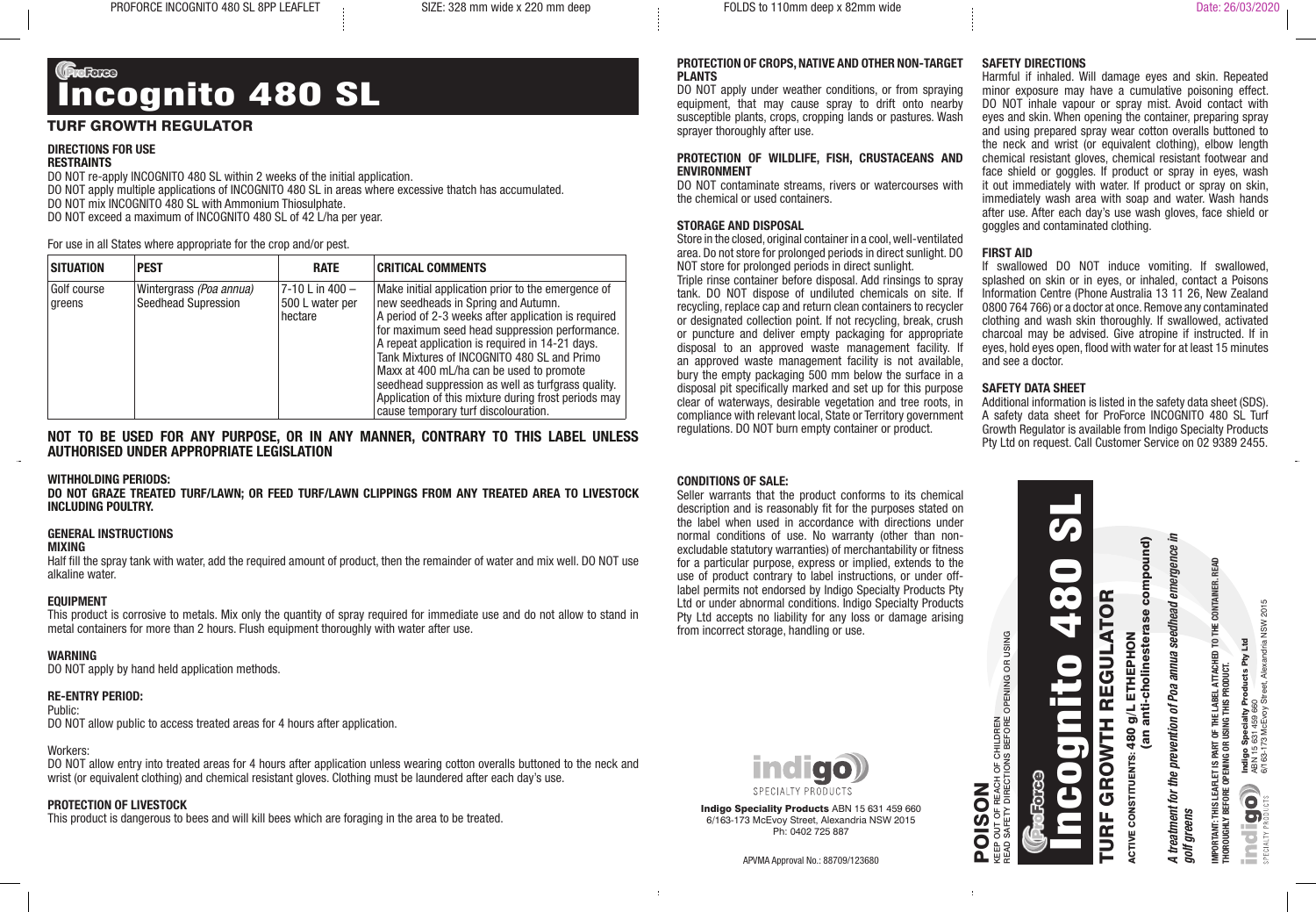ProForce

# Incognito 480 SL

## TURF GROWTH REGULATOR

### DIRECTIONS FOR USE

**RESTRAINTS**

DO NOT re-apply INCOGNITO 480 SL within 2 weeks of the initial application.
DO NOT apply multiple applications of INCOGNITO 480 SL in areas where excessive thatch has accumulated.
DO NOT mix INCOGNITO 480 SL with Ammonium Thiosulphate.
DO NOT exceed a maximum of INCOGNITO 480 SL of 42 L/ha per year.

For use in all States where appropriate for the crop and/or pest.

| SITUATION | PEST | RATE | CRITICAL COMMENTS |
|---|---|---|---|
| Golf course greens | Wintergrass *(Poa annua)* Seedhead Supression | 7-10 L in 400 – 500 L water per hectare | Make initial application prior to the emergence of new seedheads in Spring and Autumn. A period of 2-3 weeks after application is required for maximum seed head suppression performance. A repeat application is required in 14-21 days. Tank Mixtures of INCOGNITO 480 SL and Primo Maxx at 400 mL/ha can be used to promote seedhead suppression as well as turfgrass quality. Application of this mixture during frost periods may cause temporary turf discolouration. |

**NOT TO BE USED FOR ANY PURPOSE, OR IN ANY MANNER, CONTRARY TO THIS LABEL UNLESS AUTHORISED UNDER APPROPRIATE LEGISLATION**

### WITHHOLDING PERIODS:

**DO NOT GRAZE TREATED TURF/LAWN; OR FEED TURF/LAWN CLIPPINGS FROM ANY TREATED AREA TO LIVESTOCK INCLUDING POULTRY.**

### GENERAL INSTRUCTIONS

**MIXING**

Half fill the spray tank with water, add the required amount of product, then the remainder of water and mix well. DO NOT use alkaline water.

### EQUIPMENT

This product is corrosive to metals. Mix only the quantity of spray required for immediate use and do not allow to stand in metal containers for more than 2 hours. Flush equipment thoroughly with water after use.

### WARNING

DO NOT apply by hand held application methods.

### RE-ENTRY PERIOD:

Public:

DO NOT allow public to access treated areas for 4 hours after application.

Workers:

DO NOT allow entry into treated areas for 4 hours after application unless wearing cotton overalls buttoned to the neck and wrist (or equivalent clothing) and chemical resistant gloves. Clothing must be laundered after each day's use.

### PROTECTION OF LIVESTOCK

This product is dangerous to bees and will kill bees which are foraging in the area to be treated.

### PROTECTION OF CROPS, NATIVE AND OTHER NON-TARGET PLANTS

DO NOT apply under weather conditions, or from spraying equipment, that may cause spray to drift onto nearby susceptible plants, crops, cropping lands or pastures. Wash sprayer thoroughly after use.

### PROTECTION OF WILDLIFE, FISH, CRUSTACEANS AND ENVIRONMENT

DO NOT contaminate streams, rivers or watercourses with the chemical or used containers.

### STORAGE AND DISPOSAL

Store in the closed, original container in a cool, well-ventilated area. Do not store for prolonged periods in direct sunlight. DO NOT store for prolonged periods in direct sunlight.
Triple rinse container before disposal. Add rinsings to spray tank. DO NOT dispose of undiluted chemicals on site. If recycling, replace cap and return clean containers to recycler or designated collection point. If not recycling, break, crush or puncture and deliver empty packaging for appropriate disposal to an approved waste management facility. If an approved waste management facility is not available, bury the empty packaging 500 mm below the surface in a disposal pit specifically marked and set up for this purpose clear of waterways, desirable vegetation and tree roots, in compliance with relevant local, State or Territory government regulations. DO NOT burn empty container or product.

### CONDITIONS OF SALE:

Seller warrants that the product conforms to its chemical description and is reasonably fit for the purposes stated on the label when used in accordance with directions under normal conditions of use. No warranty (other than non-excludable statutory warranties) of merchantability or fitness for a particular purpose, express or implied, extends to the use of product contrary to label instructions, or under off-label permits not endorsed by Indigo Specialty Products Pty Ltd or under abnormal conditions. Indigo Specialty Products Pty Ltd accepts no liability for any loss or damage arising from incorrect storage, handling or use.

indigo SPECIALTY PRODUCTS

**Indigo Speciality Products** ABN 15 631 459 660
6/163-173 McEvoy Street, Alexandria NSW 2015
Ph: 0402 725 887

APVMA Approval No.: 88709/123680

### SAFETY DIRECTIONS

Harmful if inhaled. Will damage eyes and skin. Repeated minor exposure may have a cumulative poisoning effect. DO NOT inhale vapour or spray mist. Avoid contact with eyes and skin. When opening the container, preparing spray and using prepared spray wear cotton overalls buttoned to the neck and wrist (or equivalent clothing), elbow length chemical resistant gloves, chemical resistant footwear and face shield or goggles. If product or spray in eyes, wash it out immediately with water. If product or spray on skin, immediately wash area with soap and water. Wash hands after use. After each day's use wash gloves, face shield or goggles and contaminated clothing.

### FIRST AID

If swallowed DO NOT induce vomiting. If swallowed, splashed on skin or in eyes, or inhaled, contact a Poisons Information Centre (Phone Australia 13 11 26, New Zealand 0800 764 766) or a doctor at once. Remove any contaminated clothing and wash skin thoroughly. If swallowed, activated charcoal may be advised. Give atropine if instructed. If in eyes, hold eyes open, flood with water for at least 15 minutes and see a doctor.

### SAFETY DATA SHEET

Additional information is listed in the safety data sheet (SDS). A safety data sheet for ProForce INCOGNITO 480 SL Turf Growth Regulator is available from Indigo Specialty Products Pty Ltd on request. Call Customer Service on 02 9389 2455.

**POISON**

KEEP OUT OF REACH OF CHILDREN
READ SAFETY DIRECTIONS BEFORE OPENING OR USING

ProForce

# Incognito 480 SL

## TURF GROWTH REGULATOR

**ACTIVE CONSTITUENTS: 480 g/L ETHEPHON**
**(an anti-cholinesterase compound)**

***A treatment for the prevention of Poa annua seedhead emergence in golf greens***

**IMPORTANT: THIS LEAFLET IS PART OF THE LABEL ATTACHED TO THE CONTAINER. READ THOROUGHLY BEFORE OPENING OR USING THIS PRODUCT.**

indigo SPECIALTY PRODUCTS
**Indigo Specialty Products Pty Ltd**
ABN 15 631 459 660
6/163-173 McEvoy Street, Alexandria NSW 2015